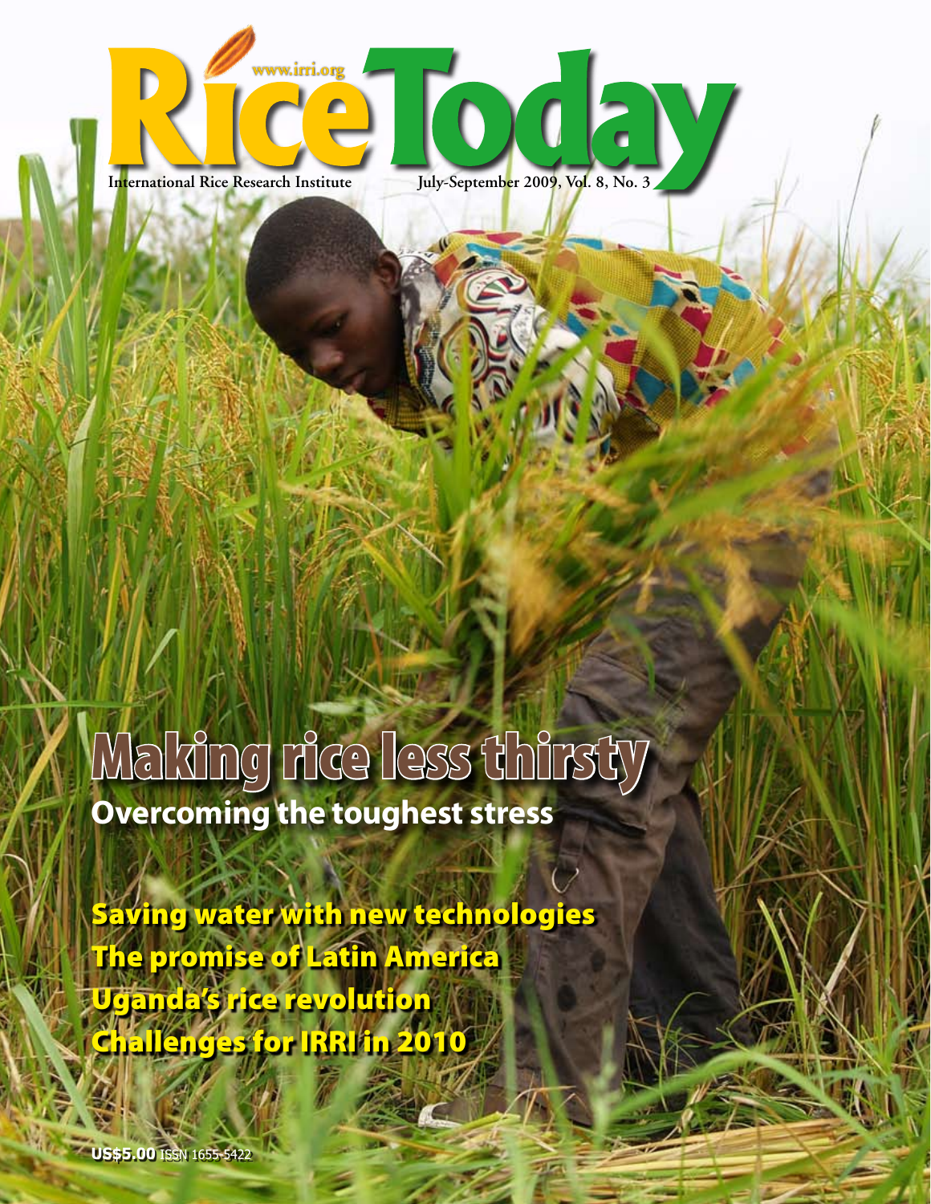# Rice Today

www.irri.org

International Rice Research Institute

July-September 2009, Vol. 8, No. 3

## Making rice less thirsty

### Overcoming the toughest stress

**Saving water with new technologies**

**The promise of Latin America**

**Uganda's rice revolution**

**Challenges for IRRI in 2010**

US$5.00 ISSN 1655-5422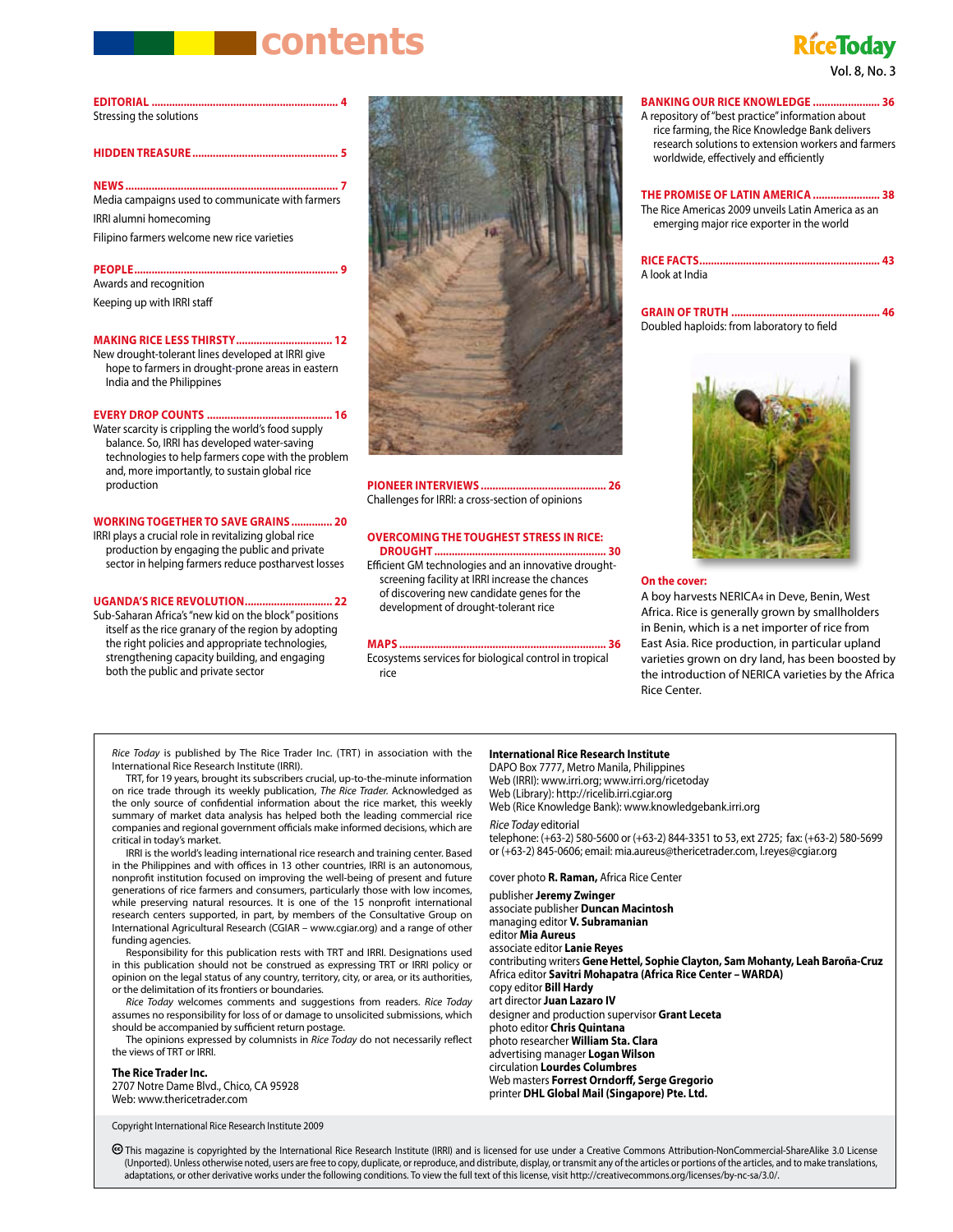# contents

**Rice Today**
Vol. 8, No. 3

**EDITORIAL ............ 4**
Stressing the solutions

**HIDDEN TREASURE ............ 5**

**NEWS ............ 7**
Media campaigns used to communicate with farmers
IRRI alumni homecoming
Filipino farmers welcome new rice varieties

**PEOPLE ............ 9**
Awards and recognition
Keeping up with IRRI staff

**MAKING RICE LESS THIRSTY ............ 12**
New drought-tolerant lines developed at IRRI give hope to farmers in drought-prone areas in eastern India and the Philippines

**EVERY DROP COUNTS ............ 16**
Water scarcity is crippling the world's food supply balance. So, IRRI has developed water-saving technologies to help farmers cope with the problem and, more importantly, to sustain global rice production

**WORKING TOGETHER TO SAVE GRAINS ............ 20**
IRRI plays a crucial role in revitalizing global rice production by engaging the public and private sector in helping farmers reduce postharvest losses

**UGANDA'S RICE REVOLUTION ............ 22**
Sub-Saharan Africa's "new kid on the block" positions itself as the rice granary of the region by adopting the right policies and appropriate technologies, strengthening capacity building, and engaging both the public and private sector

**PIONEER INTERVIEWS ............ 26**
Challenges for IRRI: a cross-section of opinions

**OVERCOMING THE TOUGHEST STRESS IN RICE: DROUGHT ............ 30**
Efficient GM technologies and an innovative drought-screening facility at IRRI increase the chances of discovering new candidate genes for the development of drought-tolerant rice

**MAPS ............ 36**
Ecosystems services for biological control in tropical rice

**BANKING OUR RICE KNOWLEDGE ............ 36**
A repository of "best practice" information about rice farming, the Rice Knowledge Bank delivers research solutions to extension workers and farmers worldwide, effectively and efficiently

**THE PROMISE OF LATIN AMERICA ............ 38**
The Rice Americas 2009 unveils Latin America as an emerging major rice exporter in the world

**RICE FACTS ............ 43**
A look at India

**GRAIN OF TRUTH ............ 46**
Doubled haploids: from laboratory to field

**On the cover:**
A boy harvests NERICA4 in Deve, Benin, West Africa. Rice is generally grown by smallholders in Benin, which is a net importer of rice from East Asia. Rice production, in particular upland varieties grown on dry land, has been boosted by the introduction of NERICA varieties by the Africa Rice Center.

---

*Rice Today* is published by The Rice Trader Inc. (TRT) in association with the International Rice Research Institute (IRRI).

TRT, for 19 years, brought its subscribers crucial, up-to-the-minute information on rice trade through its weekly publication, *The Rice Trader.* Acknowledged as the only source of confidential information about the rice market, this weekly summary of market data analysis has helped both the leading commercial rice companies and regional government officials make informed decisions, which are critical in today's market.

IRRI is the world's leading international rice research and training center. Based in the Philippines and with offices in 13 other countries, IRRI is an autonomous, nonprofit institution focused on improving the well-being of present and future generations of rice farmers and consumers, particularly those with low incomes, while preserving natural resources. It is one of the 15 nonprofit international research centers supported, in part, by members of the Consultative Group on International Agricultural Research (CGIAR – www.cgiar.org) and a range of other funding agencies.

Responsibility for this publication rests with TRT and IRRI. Designations used in this publication should not be construed as expressing TRT or IRRI policy or opinion on the legal status of any country, territory, city, or area, or its authorities, or the delimitation of its frontiers or boundaries.

*Rice Today* welcomes comments and suggestions from readers. *Rice Today* assumes no responsibility for loss of or damage to unsolicited submissions, which should be accompanied by sufficient return postage.

The opinions expressed by columnists in *Rice Today* do not necessarily reflect the views of TRT or IRRI.

**The Rice Trader Inc.**
2707 Notre Dame Blvd., Chico, CA 95928
Web: www.thericetrader.com

**International Rice Research Institute**
DAPO Box 7777, Metro Manila, Philippines
Web (IRRI): www.irri.org; www.irri.org/ricetoday
Web (Library): http://ricelib.irri.cgiar.org
Web (Rice Knowledge Bank): www.knowledgebank.irri.org

*Rice Today* editorial
telephone: (+63-2) 580-5600 or (+63-2) 844-3351 to 53, ext 2725; fax: (+63-2) 580-5699 or (+63-2) 845-0606; email: mia.aureus@thericetrader.com, l.reyes@cgiar.org

cover photo **R. Raman,** Africa Rice Center

publisher **Jeremy Zwinger**
associate publisher **Duncan Macintosh**
managing editor **V. Subramanian**
editor **Mia Aureus**
associate editor **Lanie Reyes**
contributing writers **Gene Hettel, Sophie Clayton, Sam Mohanty, Leah Baroña-Cruz**
Africa editor **Savitri Mohapatra (Africa Rice Center – WARDA)**
copy editor **Bill Hardy**
art director **Juan Lazaro IV**
designer and production supervisor **Grant Leceta**
photo editor **Chris Quintana**
photo researcher **William Sta. Clara**
advertising manager **Logan Wilson**
circulation **Lourdes Columbres**
Web masters **Forrest Orndorff, Serge Gregorio**
printer **DHL Global Mail (Singapore) Pte. Ltd.**

Copyright International Rice Research Institute 2009

This magazine is copyrighted by the International Rice Research Institute (IRRI) and is licensed for use under a Creative Commons Attribution-NonCommercial-ShareAlike 3.0 License (Unported). Unless otherwise noted, users are free to copy, duplicate, or reproduce, and distribute, display, or transmit any of the articles or portions of the articles, and to make translations, adaptations, or other derivative works under the following conditions. To view the full text of this license, visit http://creativecommons.org/licenses/by-nc-sa/3.0/.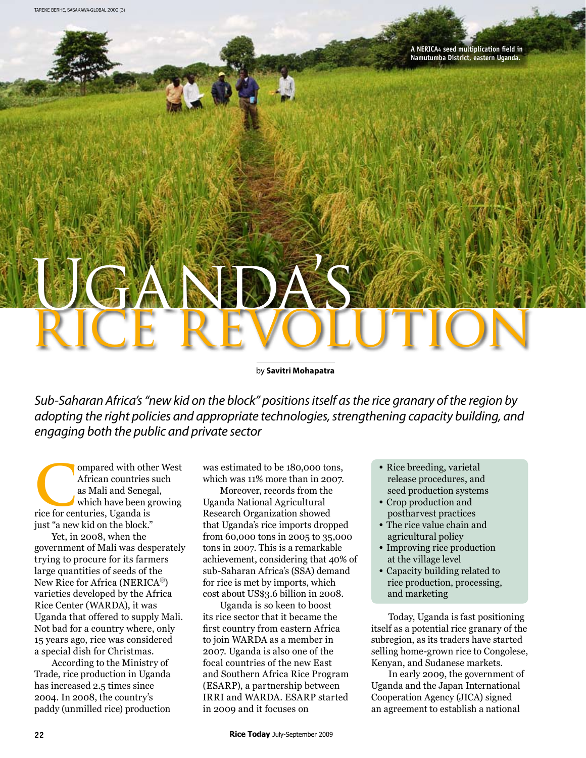A NERICA4 seed multiplication field in Namutumba District, eastern Uganda.

# Uganda's Rice Revolution

by **Savitri Mohapatra**

*Sub-Saharan Africa's "new kid on the block" positions itself as the rice granary of the region by adopting the right policies and appropriate technologies, strengthening capacity building, and engaging both the public and private sector*

Compared with other West African countries such as Mali and Senegal, which have been growing rice for centuries, Uganda is just "a new kid on the block."

Yet, in 2008, when the government of Mali was desperately trying to procure for its farmers large quantities of seeds of the New Rice for Africa (NERICA®) varieties developed by the Africa Rice Center (WARDA), it was Uganda that offered to supply Mali. Not bad for a country where, only 15 years ago, rice was considered a special dish for Christmas.

According to the Ministry of Trade, rice production in Uganda has increased 2.5 times since 2004. In 2008, the country's paddy (unmilled rice) production was estimated to be 180,000 tons, which was 11% more than in 2007.

Moreover, records from the Uganda National Agricultural Research Organization showed that Uganda's rice imports dropped from 60,000 tons in 2005 to 35,000 tons in 2007. This is a remarkable achievement, considering that 40% of sub-Saharan Africa's (SSA) demand for rice is met by imports, which cost about US$3.6 billion in 2008.

Uganda is so keen to boost its rice sector that it became the first country from eastern Africa to join WARDA as a member in 2007. Uganda is also one of the focal countries of the new East and Southern Africa Rice Program (ESARP), a partnership between IRRI and WARDA. ESARP started in 2009 and it focuses on

- Rice breeding, varietal release procedures, and seed production systems
- Crop production and postharvest practices
- The rice value chain and agricultural policy
- Improving rice production at the village level
- Capacity building related to rice production, processing, and marketing

Today, Uganda is fast positioning itself as a potential rice granary of the subregion, as its traders have started selling home-grown rice to Congolese, Kenyan, and Sudanese markets.

In early 2009, the government of Uganda and the Japan International Cooperation Agency (JICA) signed an agreement to establish a national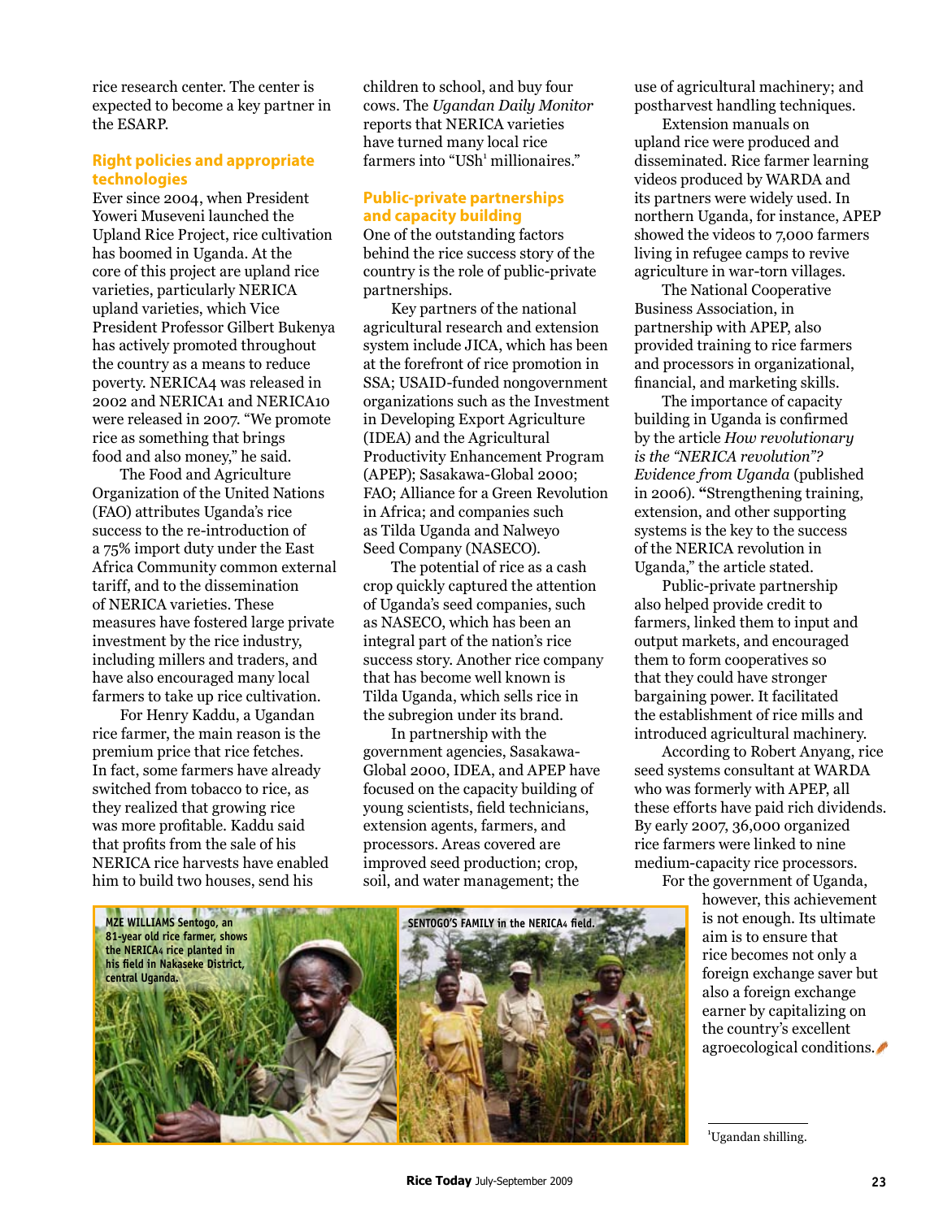rice research center. The center is expected to become a key partner in the ESARP.

### Right policies and appropriate technologies

Ever since 2004, when President Yoweri Museveni launched the Upland Rice Project, rice cultivation has boomed in Uganda. At the core of this project are upland rice varieties, particularly NERICA upland varieties, which Vice President Professor Gilbert Bukenya has actively promoted throughout the country as a means to reduce poverty. NERICA4 was released in 2002 and NERICA1 and NERICA10 were released in 2007. "We promote rice as something that brings food and also money," he said.

The Food and Agriculture Organization of the United Nations (FAO) attributes Uganda's rice success to the re-introduction of a 75% import duty under the East Africa Community common external tariff, and to the dissemination of NERICA varieties. These measures have fostered large private investment by the rice industry, including millers and traders, and have also encouraged many local farmers to take up rice cultivation.

For Henry Kaddu, a Ugandan rice farmer, the main reason is the premium price that rice fetches. In fact, some farmers have already switched from tobacco to rice, as they realized that growing rice was more profitable. Kaddu said that profits from the sale of his NERICA rice harvests have enabled him to build two houses, send his children to school, and buy four cows. The *Ugandan Daily Monitor* reports that NERICA varieties have turned many local rice farmers into "USh[1] millionaires."

### Public-private partnerships and capacity building

One of the outstanding factors behind the rice success story of the country is the role of public-private partnerships.

Key partners of the national agricultural research and extension system include JICA, which has been at the forefront of rice promotion in SSA; USAID-funded nongovernment organizations such as the Investment in Developing Export Agriculture (IDEA) and the Agricultural Productivity Enhancement Program (APEP); Sasakawa-Global 2000; FAO; Alliance for a Green Revolution in Africa; and companies such as Tilda Uganda and Nalweyo Seed Company (NASECO).

The potential of rice as a cash crop quickly captured the attention of Uganda's seed companies, such as NASECO, which has been an integral part of the nation's rice success story. Another rice company that has become well known is Tilda Uganda, which sells rice in the subregion under its brand.

In partnership with the government agencies, Sasakawa-Global 2000, IDEA, and APEP have focused on the capacity building of young scientists, field technicians, extension agents, farmers, and processors. Areas covered are improved seed production; crop, soil, and water management; the use of agricultural machinery; and postharvest handling techniques.

Extension manuals on upland rice were produced and disseminated. Rice farmer learning videos produced by WARDA and its partners were widely used. In northern Uganda, for instance, APEP showed the videos to 7,000 farmers living in refugee camps to revive agriculture in war-torn villages.

The National Cooperative Business Association, in partnership with APEP, also provided training to rice farmers and processors in organizational, financial, and marketing skills.

The importance of capacity building in Uganda is confirmed by the article *How revolutionary is the "NERICA revolution"? Evidence from Uganda* (published in 2006). "Strengthening training, extension, and other supporting systems is the key to the success of the NERICA revolution in Uganda," the article stated.

Public-private partnership also helped provide credit to farmers, linked them to input and output markets, and encouraged them to form cooperatives so that they could have stronger bargaining power. It facilitated the establishment of rice mills and introduced agricultural machinery.

According to Robert Anyang, rice seed systems consultant at WARDA who was formerly with APEP, all these efforts have paid rich dividends. By early 2007, 36,000 organized rice farmers were linked to nine medium-capacity rice processors.

For the government of Uganda, however, this achievement is not enough. Its ultimate aim is to ensure that rice becomes not only a foreign exchange saver but also a foreign exchange earner by capitalizing on the country's excellent agroecological conditions.

**MZE WILLIAMS Sentogo, an 81-year old rice farmer, shows the NERICA4 rice planted in his field in Nakaseke District, central Uganda.**

**SENTOGO'S FAMILY in the NERICA4 field.**

[1] Ugandan shilling.